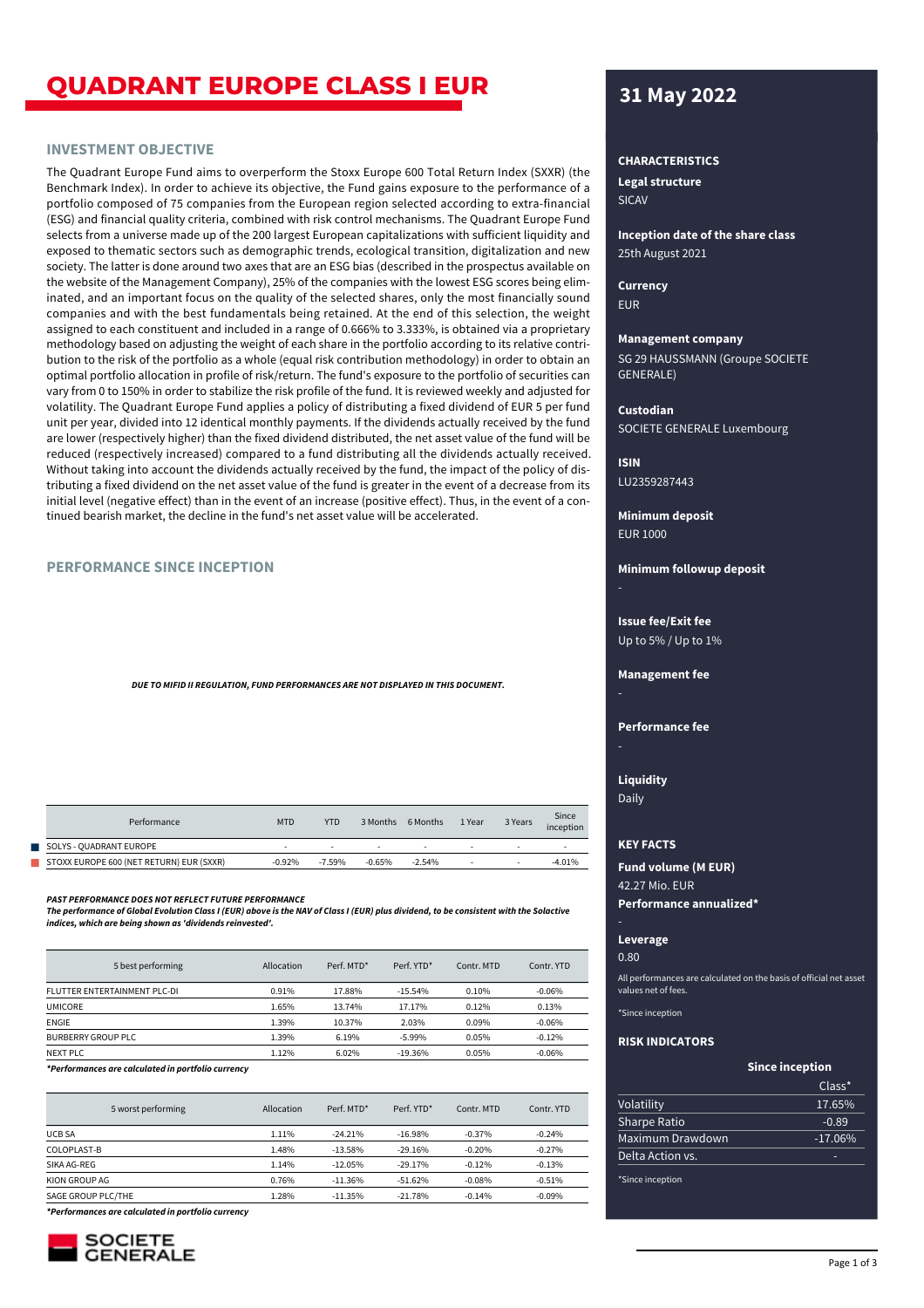# QUADRANT EUROPE CLASS I EUR

## INVESTMENT OBJECTIVE

The Quadrant Europe Fund aims to overperform the Stoxx Europe 600 Total Return Index (SXXR) (the Benchmark Index). In order to achieve its objective, the Fund gains exposure to the performance of a portfolio composed of 75 companies from the European region selected according to extra-financial (ESG) and financial quality criteria, combined with risk control mechanisms. The Quadrant Europe Fund selects from a universe made up of the 200 largest European capitalizations with sufficient liquidity and exposed to thematic sectors such as demographic trends, ecological transition, digitalization and new society. The latter is done around two axes that are an ESG bias (described in the prospectus available on the website of the Management Company), 25% of the companies with the lowest ESG scores being eliminated, and an important focus on the quality of the selected shares, only the most financially sound companies and with the best fundamentals being retained. At the end of this selection, the weight assigned to each constituent and included in a range of 0.666% to 3.333%, is obtained via a proprietary methodology based on adjusting the weight of each share in the portfolio according to its relative contribution to the risk of the portfolio as a whole (equal risk contribution methodology) in order to obtain an optimal portfolio allocation in profile of risk/return. The fund's exposure to the portfolio of securities can vary from 0 to 150% in order to stabilize the risk profile of the fund. It is reviewed weekly and adjusted for volatility. The Quadrant Europe Fund applies a policy of distributing a fixed dividend of EUR 5 per fund unit per year, divided into 12 identical monthly payments. If the dividends actually received by the fund are lower (respectively higher) than the fixed dividend distributed, the net asset value of the fund will be reduced (respectively increased) compared to a fund distributing all the dividends actually received. Without taking into account the dividends actually received by the fund, the impact of the policy of distributing a fixed dividend on the net asset value of the fund is greater in the event of a decrease from its initial level (negative effect) than in the event of an increase (positive effect). Thus, in the event of a continued bearish market, the decline in the fund's net asset value will be accelerated.

## PERFORMANCE SINCE INCEPTION

***DUE TO MIFID II REGULATION, FUND PERFORMANCES ARE NOT DISPLAYED IN THIS DOCUMENT.***

| Performance | MTD | YTD | 3 Months | 6 Months | 1 Year | 3 Years | Since inception |
|---|---|---|---|---|---|---|---|
| SOLYS - QUADRANT EUROPE | - | - | - | - | - | - | - |
| STOXX EUROPE 600 (NET RETURN) EUR (SXXR) | -0.92% | -7.59% | -0.65% | -2.54% | - | - | -4.01% |

***PAST PERFORMANCE DOES NOT REFLECT FUTURE PERFORMANCE***
***The performance of Global Evolution Class I (EUR) above is the NAV of Class I (EUR) plus dividend, to be consistent with the Solactive indices, which are being shown as 'dividends reinvested'.***

| 5 best performing | Allocation | Perf. MTD* | Perf. YTD* | Contr. MTD | Contr. YTD |
|---|---|---|---|---|---|
| FLUTTER ENTERTAINMENT PLC-DI | 0.91% | 17.88% | -15.54% | 0.10% | -0.06% |
| UMICORE | 1.65% | 13.74% | 17.17% | 0.12% | 0.13% |
| ENGIE | 1.39% | 10.37% | 2.03% | 0.09% | -0.06% |
| BURBERRY GROUP PLC | 1.39% | 6.19% | -5.99% | 0.05% | -0.12% |
| NEXT PLC | 1.12% | 6.02% | -19.36% | 0.05% | -0.06% |

***Performances are calculated in portfolio currency**

| 5 worst performing | Allocation | Perf. MTD* | Perf. YTD* | Contr. MTD | Contr. YTD |
|---|---|---|---|---|---|
| UCB SA | 1.11% | -24.21% | -16.98% | -0.37% | -0.24% |
| COLOPLAST-B | 1.48% | -13.58% | -29.16% | -0.20% | -0.27% |
| SIKA AG-REG | 1.14% | -12.05% | -29.17% | -0.12% | -0.13% |
| KION GROUP AG | 0.76% | -11.36% | -51.62% | -0.08% | -0.51% |
| SAGE GROUP PLC/THE | 1.28% | -11.35% | -21.78% | -0.14% | -0.09% |

***Performances are calculated in portfolio currency**

## 31 May 2022

### CHARACTERISTICS

**Legal structure**
SICAV

**Inception date of the share class**
25th August 2021

**Currency**
EUR

**Management company**
SG 29 HAUSSMANN (Groupe SOCIETE GENERALE)

**Custodian**
SOCIETE GENERALE Luxembourg

**ISIN**
LU2359287443

**Minimum deposit**
EUR 1000

**Minimum followup deposit**
-

**Issue fee/Exit fee**
Up to 5% / Up to 1%

**Management fee**
-

**Performance fee**
-

**Liquidity**
Daily

### KEY FACTS

**Fund volume (M EUR)**
42.27 Mio. EUR

**Performance annualized***
-

**Leverage**
0.80

All performances are calculated on the basis of official net asset values net of fees.

*Since inception

### RISK INDICATORS

| | Since inception Class* |
|---|---|
| Volatility | 17.65% |
| Sharpe Ratio | -0.89 |
| Maximum Drawdown | -17.06% |
| Delta Action vs. | - |

*Since inception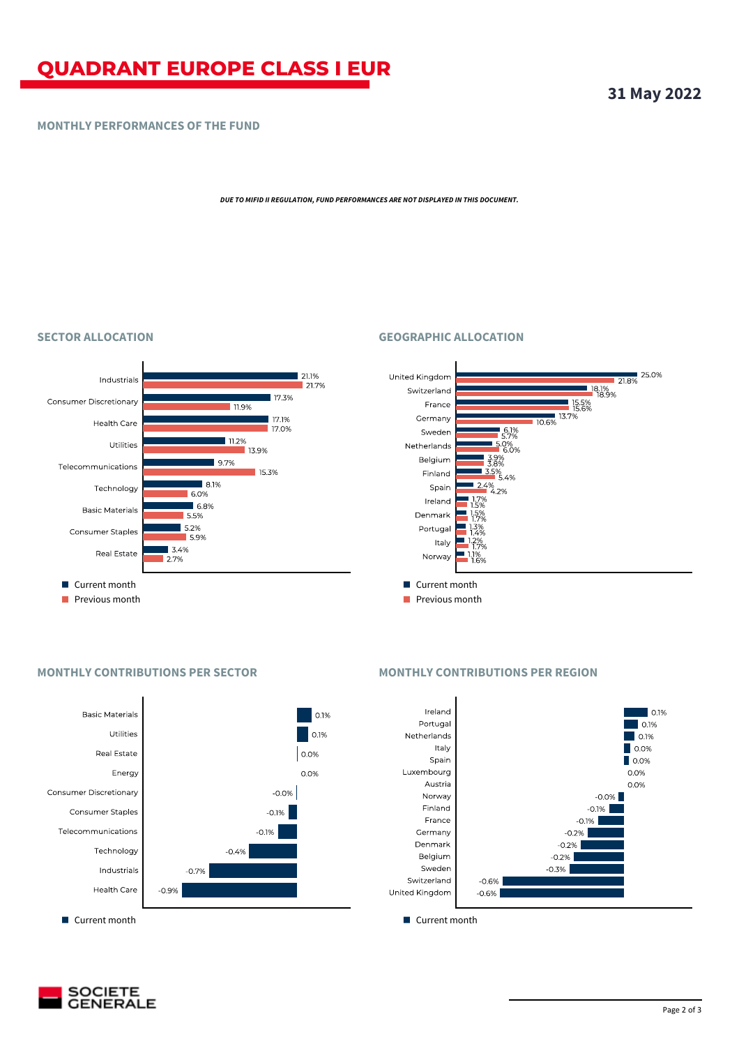# QUADRANT EUROPE CLASS I EUR

**31 May 2022**

## MONTHLY PERFORMANCES OF THE FUND

***DUE TO MIFID II REGULATION, FUND PERFORMANCES ARE NOT DISPLAYED IN THIS DOCUMENT.***

## SECTOR ALLOCATION

| Sector | Current month | Previous month |
|---|---|---|
| Industrials | 21.1% | 21.7% |
| Consumer Discretionary | 17.3% | 11.9% |
| Health Care | 17.1% | 17.0% |
| Utilities | 11.2% | 13.9% |
| Telecommunications | 9.7% | 15.3% |
| Technology | 8.1% | 6.0% |
| Basic Materials | 6.8% | 5.5% |
| Consumer Staples | 5.2% | 5.9% |
| Real Estate | 3.4% | 2.7% |

## GEOGRAPHIC ALLOCATION

| Country | Current month | Previous month |
|---|---|---|
| United Kingdom | 25.0% | 21.8% |
| Switzerland | 18.1% | 18.9% |
| France | 15.5% | 15.6% |
| Germany | 13.7% | 10.6% |
| Sweden | 6.1% | 5.7% |
| Netherlands | 5.0% | 6.0% |
| Belgium | 3.9% | 3.8% |
| Finland | 3.5% | 5.4% |
| Spain | 2.4% | 4.2% |
| Ireland | 1.7% | 1.5% |
| Denmark | 1.5% | 1.7% |
| Portugal | 1.3% | 1.4% |
| Italy | 1.2% | 1.7% |
| Norway | 1.1% | 1.6% |

## MONTHLY CONTRIBUTIONS PER SECTOR

| Sector | Current month |
|---|---|
| Basic Materials | 0.1% |
| Utilities | 0.1% |
| Real Estate | 0.0% |
| Energy | 0.0% |
| Consumer Discretionary | -0.0% |
| Consumer Staples | -0.1% |
| Telecommunications | -0.1% |
| Technology | -0.4% |
| Industrials | -0.7% |
| Health Care | -0.9% |

## MONTHLY CONTRIBUTIONS PER REGION

| Region | Current month |
|---|---|
| Ireland | 0.1% |
| Portugal | 0.1% |
| Netherlands | 0.1% |
| Italy | 0.0% |
| Spain | 0.0% |
| Luxembourg | 0.0% |
| Austria | 0.0% |
| Norway | -0.0% |
| Finland | -0.1% |
| France | -0.1% |
| Germany | -0.2% |
| Denmark | -0.2% |
| Belgium | -0.2% |
| Sweden | -0.3% |
| Switzerland | -0.6% |
| United Kingdom | -0.6% |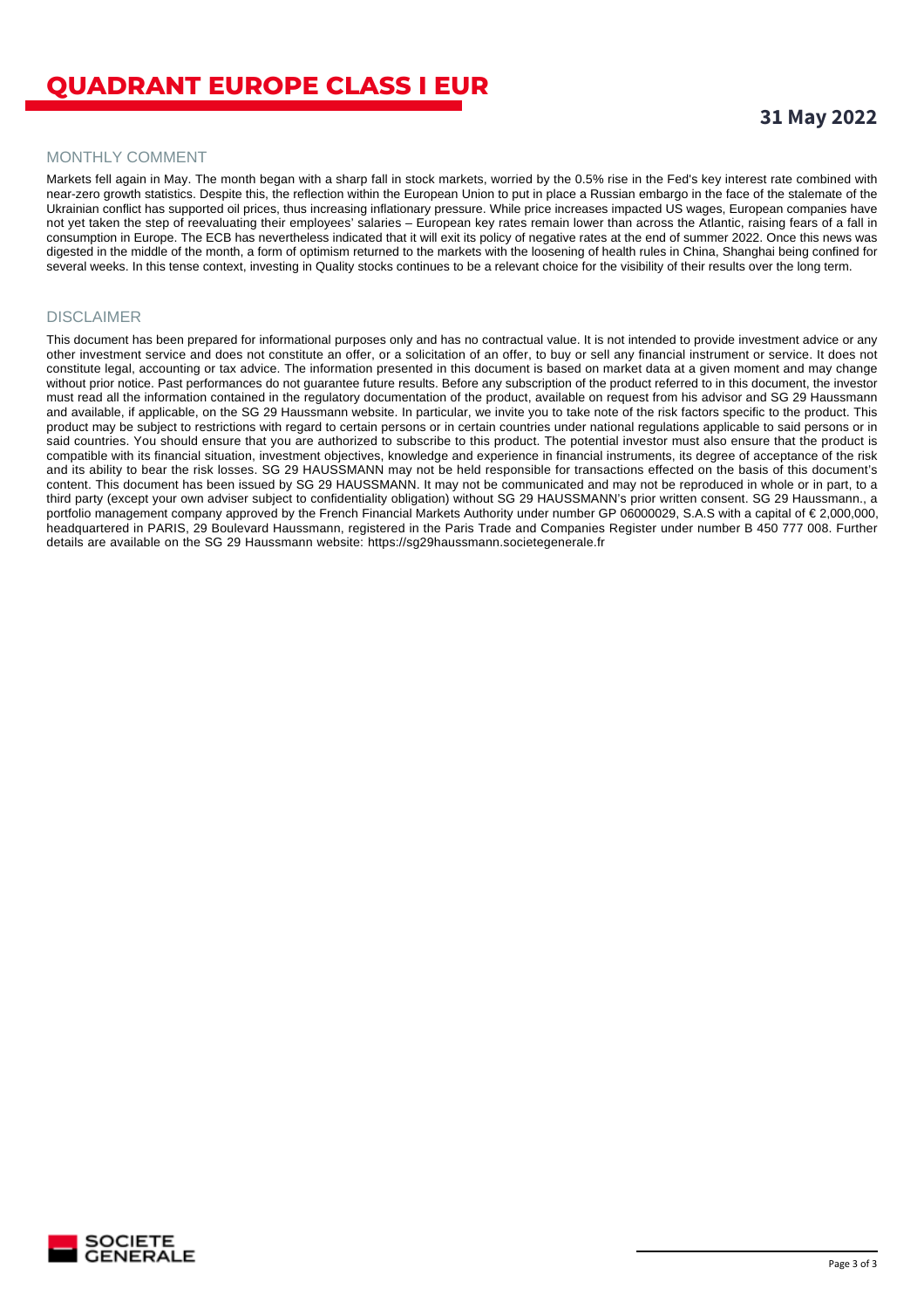# QUADRANT EUROPE CLASS I EUR

**31 May 2022**

## MONTHLY COMMENT

Markets fell again in May. The month began with a sharp fall in stock markets, worried by the 0.5% rise in the Fed's key interest rate combined with near-zero growth statistics. Despite this, the reflection within the European Union to put in place a Russian embargo in the face of the stalemate of the Ukrainian conflict has supported oil prices, thus increasing inflationary pressure. While price increases impacted US wages, European companies have not yet taken the step of reevaluating their employees' salaries – European key rates remain lower than across the Atlantic, raising fears of a fall in consumption in Europe. The ECB has nevertheless indicated that it will exit its policy of negative rates at the end of summer 2022. Once this news was digested in the middle of the month, a form of optimism returned to the markets with the loosening of health rules in China, Shanghai being confined for several weeks. In this tense context, investing in Quality stocks continues to be a relevant choice for the visibility of their results over the long term.

## DISCLAIMER

This document has been prepared for informational purposes only and has no contractual value. It is not intended to provide investment advice or any other investment service and does not constitute an offer, or a solicitation of an offer, to buy or sell any financial instrument or service. It does not constitute legal, accounting or tax advice. The information presented in this document is based on market data at a given moment and may change without prior notice. Past performances do not guarantee future results. Before any subscription of the product referred to in this document, the investor must read all the information contained in the regulatory documentation of the product, available on request from his advisor and SG 29 Haussmann and available, if applicable, on the SG 29 Haussmann website. In particular, we invite you to take note of the risk factors specific to the product. This product may be subject to restrictions with regard to certain persons or in certain countries under national regulations applicable to said persons or in said countries. You should ensure that you are authorized to subscribe to this product. The potential investor must also ensure that the product is compatible with its financial situation, investment objectives, knowledge and experience in financial instruments, its degree of acceptance of the risk and its ability to bear the risk losses. SG 29 HAUSSMANN may not be held responsible for transactions effected on the basis of this document's content. This document has been issued by SG 29 HAUSSMANN. It may not be communicated and may not be reproduced in whole or in part, to a third party (except your own adviser subject to confidentiality obligation) without SG 29 HAUSSMANN's prior written consent. SG 29 Haussmann., a portfolio management company approved by the French Financial Markets Authority under number GP 06000029, S.A.S with a capital of € 2,000,000, headquartered in PARIS, 29 Boulevard Haussmann, registered in the Paris Trade and Companies Register under number B 450 777 008. Further details are available on the SG 29 Haussmann website: https://sg29haussmann.societegenerale.fr

SOCIETE GENERALE